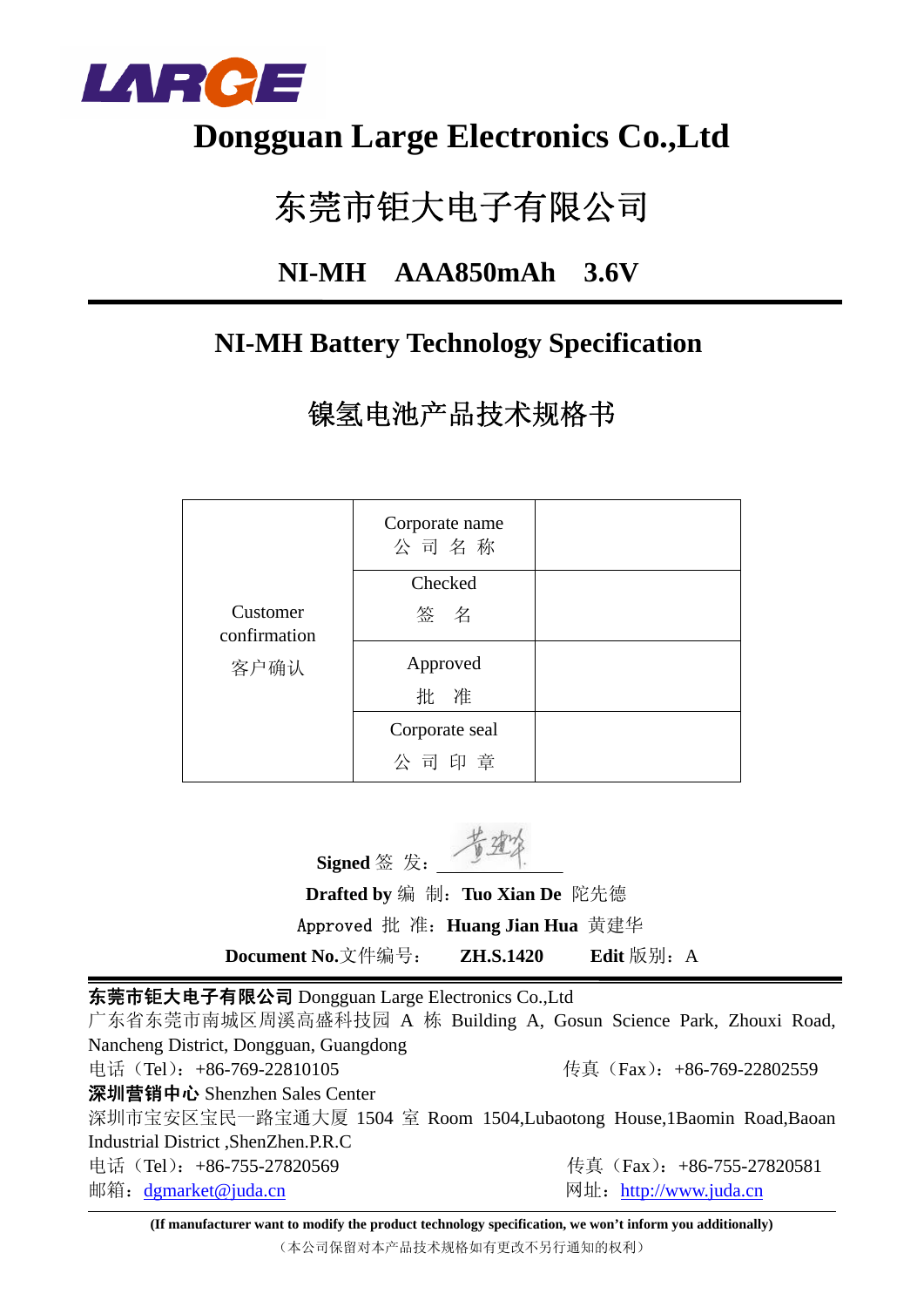LARGE

# Dongguan Large Electronics Co.,Ltd

# 东莞市钜大电子有限公司

## NI-MH AAA850mAh 3.6V

## NI-MH Battery Technology Specification

## 镍氢电池产品技术规格书

| Customer confirmation 客户确认 | Corporate name 公 司 名 称 | |
|---|---|---|
| | Checked 签 名 | |
| | Approved 批 准 | |
| | Corporate seal 公 司 印 章 | |

**Signed** 签 发：

**Drafted by** 编 制：**Tuo Xian De** 陀先德

Approved 批 准：**Huang Jian Hua** 黄建华

**Document No.**文件编号： **ZH.S.1420** **Edit** 版别：A

**东莞市钜大电子有限公司** Dongguan Large Electronics Co.,Ltd

广东省东莞市南城区周溪高盛科技园 A 栋 Building A, Gosun Science Park, Zhouxi Road, Nancheng District, Dongguan, Guangdong

电话（Tel）：+86-769-22810105 传真（Fax）：+86-769-22802559

**深圳营销中心** Shenzhen Sales Center

深圳市宝安区宝民一路宝通大厦 1504 室 Room 1504,Lubaotong House,1Baomin Road,Baoan Industrial District ,ShenZhen.P.R.C

电话（Tel）：+86-755-27820569 传真（Fax）：+86-755-27820581

邮箱：dgmarket@juda.cn 网址：http://www.juda.cn

**(If manufacturer want to modify the product technology specification, we won't inform you additionally)**

（本公司保留对本产品技术规格如有更改不另行通知的权利）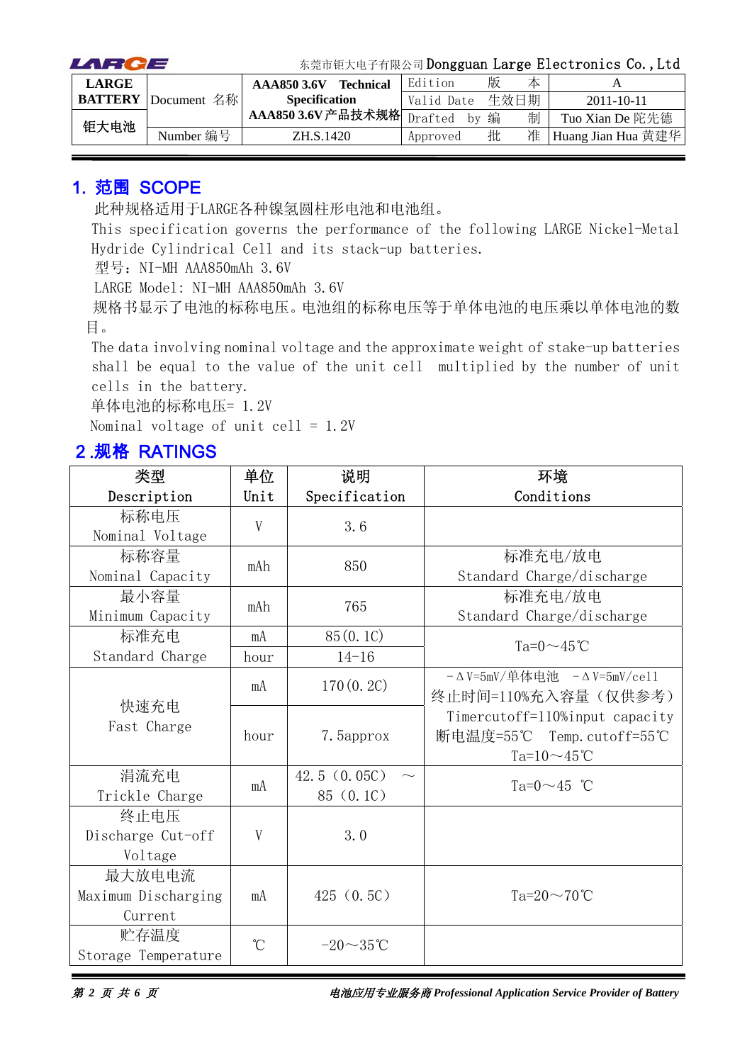| LARGE BATTERY 钜大电池 | Document 名称 | AAA850 3.6V Technical Specification AAA850 3.6V产品技术规格 | Edition 版 本 | A |
|---|---|---|---|---|
| | | | Valid Date 生效日期 | 2011-10-11 |
| | Number 编号 | ZH.S.1420 | Drafted by 编 制 | Tuo Xian De 陀先德 |
| | | | Approved 批 准 | Huang Jian Hua 黄建华 |

## 1. 范围 SCOPE

此种规格适用于LARGE各种镍氢圆柱形电池和电池组。

This specification governs the performance of the following LARGE Nickel-Metal Hydride Cylindrical Cell and its stack-up batteries.

型号：NI-MH AAA850mAh 3.6V

LARGE Model: NI-MH AAA850mAh 3.6V

规格书显示了电池的标称电压。电池组的标称电压等于单体电池的电压乘以单体电池的数目。

The data involving nominal voltage and the approximate weight of stake-up batteries shall be equal to the value of the unit cell multiplied by the number of unit cells in the battery.

单体电池的标称电压= 1.2V

Nominal voltage of unit cell = 1.2V

## 2.规格 RATINGS

| 类型 Description | 单位 Unit | 说明 Specification | 环境 Conditions |
|---|---|---|---|
| 标称电压 Nominal Voltage | V | 3.6 | |
| 标称容量 Nominal Capacity | mAh | 850 | 标准充电/放电 Standard Charge/discharge |
| 最小容量 Minimum Capacity | mAh | 765 | 标准充电/放电 Standard Charge/discharge |
| 标准充电 Standard Charge | mA | 85(0.1C) | Ta=0～45℃ |
| | hour | 14-16 | |
| 快速充电 Fast Charge | mA | 170(0.2C) | －ΔV=5mV/单体电池 －ΔV=5mV/cell 终止时间=110%充入容量（仅供参考） Timercutoff=110%input capacity 断电温度=55℃ Temp.cutoff=55℃ Ta=10～45℃ |
| | hour | 7.5approx | |
| 涓流充电 Trickle Charge | mA | 42.5（0.05C） ～ 85（0.1C） | Ta=0～45 ℃ |
| 终止电压 Discharge Cut-off Voltage | V | 3.0 | |
| 最大放电电流 Maximum Discharging Current | mA | 425（0.5C） | Ta=20～70℃ |
| 贮存温度 Storage Temperature | ℃ | -20～35℃ | |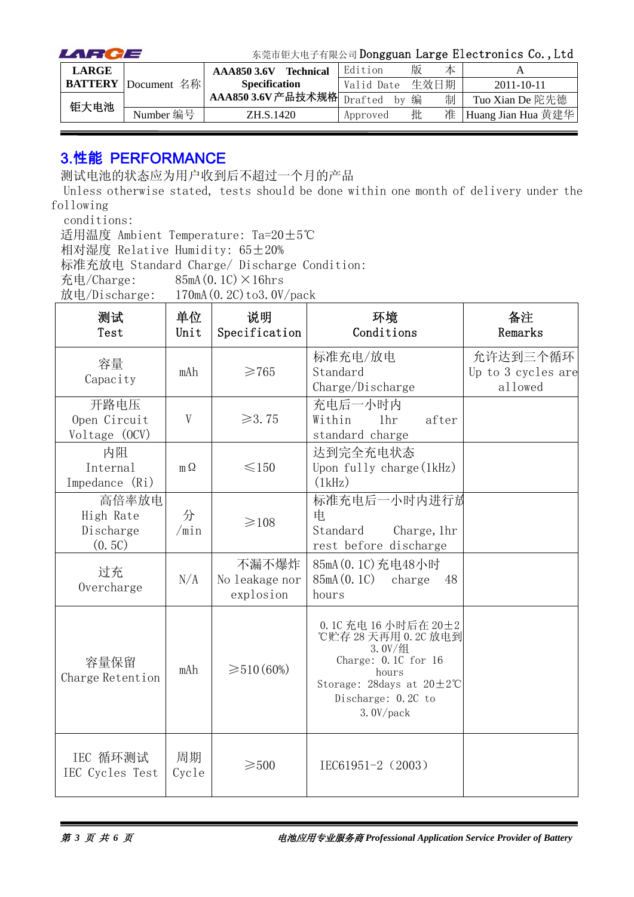## 3.性能 PERFORMANCE

测试电池的状态应为用户收到后不超过一个月的产品

Unless otherwise stated, tests should be done within one month of delivery under the following conditions:

适用温度 Ambient Temperature: Ta=20±5℃

相对湿度 Relative Humidity: 65±20%

标准充放电 Standard Charge/ Discharge Condition:

充电/Charge: 85mA(0.1C)×16hrs

放电/Discharge: 170mA(0.2C)to3.0V/pack

| 测试 Test | 单位 Unit | 说明 Specification | 环境 Conditions | 备注 Remarks |
|---|---|---|---|---|
| 容量 Capacity | mAh | ≥765 | 标准充电/放电 Standard Charge/Discharge | 允许达到三个循环 Up to 3 cycles are allowed |
| 开路电压 Open Circuit Voltage (OCV) | V | ≥3.75 | 充电后一小时内 Within 1hr after standard charge | |
| 内阻 Internal Impedance (Ri) | mΩ | ≤150 | 达到完全充电状态 Upon fully charge(1kHz)(1kHz) | |
| 高倍率放电 High Rate Discharge (0.5C) | 分/min | ≥108 | 标准充电后一小时内进行放电 Standard Charge, 1hr rest before discharge | |
| 过充 Overcharge | N/A | 不漏不爆炸 No leakage nor explosion | 85mA(0.1C)充电48小时 85mA(0.1C) charge 48 hours | |
| 容量保留 Charge Retention | mAh | ≥510(60%) | 0.1C 充电 16 小时后在 20±2℃贮存 28 天再用 0.2C 放电到 3.0V/组 Charge: 0.1C for 16 hours Storage: 28days at 20±2℃ Discharge: 0.2C to 3.0V/pack | |
| IEC 循环测试 IEC Cycles Test | 周期 Cycle | ≥500 | IEC61951-2 (2003) | |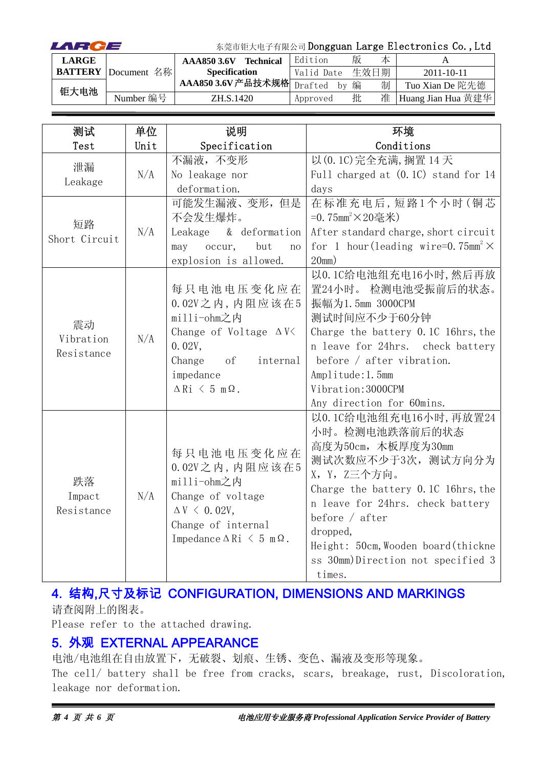| LARGE BATTERY 钜大电池 | Document 名称 | AAA850 3.6V Technical Specification AAA850 3.6V 产品技术规格 | Edition 版本 | A |
|---|---|---|---|---|
| | | | Valid Date 生效日期 | 2011-10-11 |
| | | | Drafted by 编制 | Tuo Xian De 陀先德 |
| | Number 编号 | ZH.S.1420 | Approved 批准 | Huang Jian Hua 黄建华 |

| 测试 Test | 单位 Unit | 说明 Specification | 环境 Conditions |
|---|---|---|---|
| 泄漏 Leakage | N/A | 不漏液，不变形 No leakage nor deformation. | 以(0.1C)完全充满，搁置 14 天 Full charged at (0.1C) stand for 14 days |
| 短路 Short Circuit | N/A | 可能发生漏液、变形，但是不会发生爆炸。 Leakage & deformation may occur, but no explosion is allowed. | 在标准充电后，短路1个小时（铜芯=0.75mm²×20毫米） After standard charge, short circuit for 1 hour(leading wire=0.75mm²×20mm) |
| 震动 Vibration Resistance | N/A | 每只电池电压变化应在0.02V之内，内阻应该在5 milli-ohm之内 Change of Voltage ΔV< 0.02V, Change of internal impedance ΔRi < 5 mΩ. | 以0.1C给电池组充电16小时，然后再放置24小时。 检测电池受振前后的状态。振幅为1.5mm 3000CPM 测试时间应不少于60分钟 Charge the battery 0.1C 16hrs, then leave for 24hrs. check battery before / after vibration. Amplitude:1.5mm Vibration:3000CPM Any direction for 60mins. |
| 跌落 Impact Resistance | N/A | 每只电池电压变化应在0.02V之内，内阻应该在5 milli-ohm之内 Change of voltage ΔV < 0.02V, Change of internal Impedance ΔRi < 5 mΩ. | 以0.1C给电池组充电16小时，再放置24小时。检测电池跌落前后的状态 高度为50cm，木板厚度为30mm 测试次数应不少于3次，测试方向分为X，Y，Z三个方向。 Charge the battery 0.1C 16hrs, then leave for 24hrs. check battery before / after dropped, Height: 50cm, Wooden board(thickness 30mm) Direction not specified 3 times. |

## 4. 结构,尺寸及标记 CONFIGURATION, DIMENSIONS AND MARKINGS

请查阅附上的图表。

Please refer to the attached drawing.

## 5. 外观 EXTERNAL APPEARANCE

电池/电池组在自由放置下，无破裂、划痕、生锈、变色、漏液及变形等现象。

The cell/ battery shall be free from cracks, scars, breakage, rust, Discoloration, leakage nor deformation.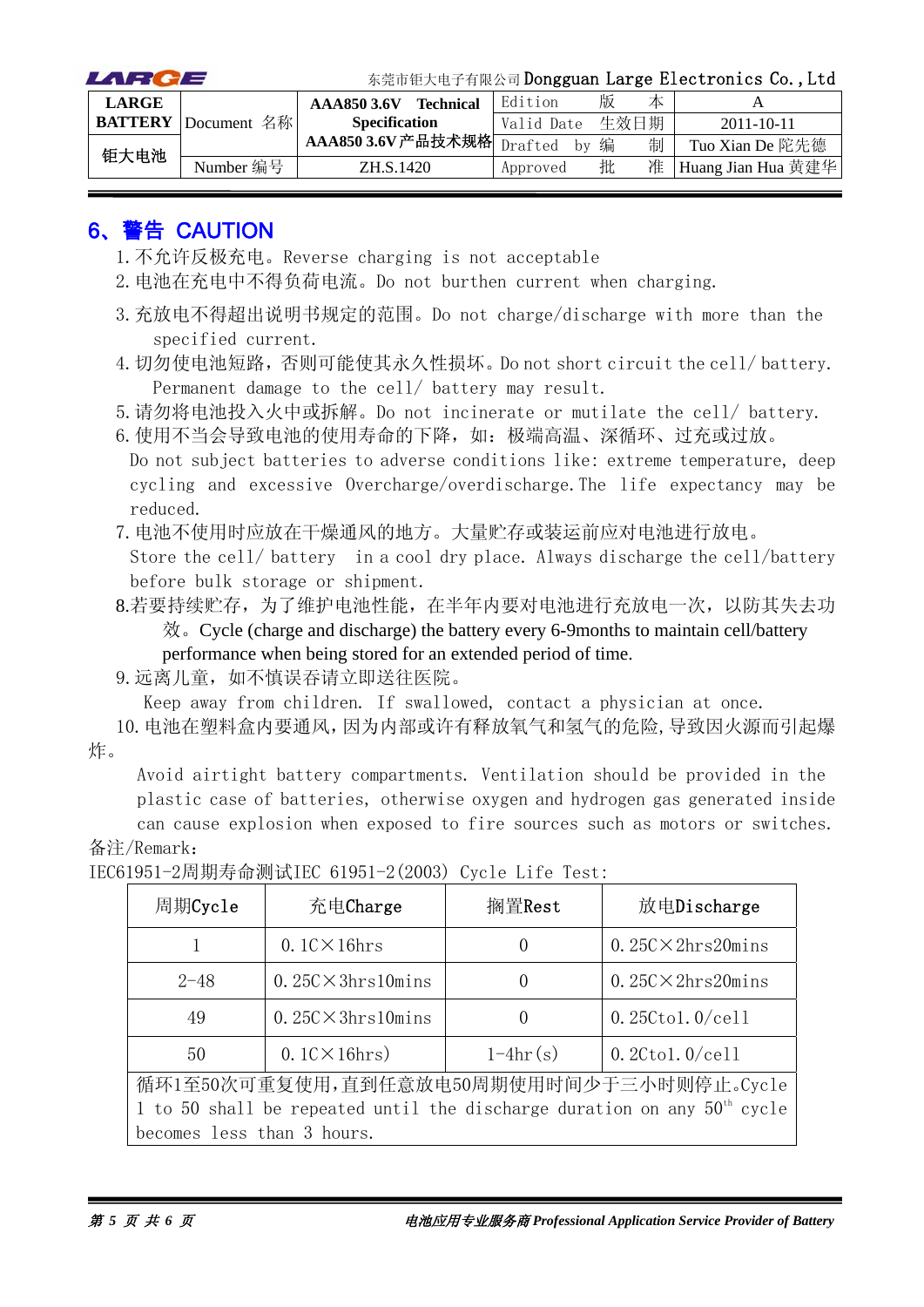## 6、警告 CAUTION

1. 不允许反极充电。Reverse charging is not acceptable
2. 电池在充电中不得负荷电流。Do not burthen current when charging.
3. 充放电不得超出说明书规定的范围。Do not charge/discharge with more than the specified current.
4. 切勿使电池短路，否则可能使其永久性损坏。Do not short circuit the cell/ battery. Permanent damage to the cell/ battery may result.
5. 请勿将电池投入火中或拆解。Do not incinerate or mutilate the cell/ battery.
6. 使用不当会导致电池的使用寿命的下降，如：极端高温、深循环、过充或过放。Do not subject batteries to adverse conditions like: extreme temperature, deep cycling and excessive Overcharge/overdischarge. The life expectancy may be reduced.
7. 电池不使用时应放在干燥通风的地方。大量贮存或装运前应对电池进行放电。Store the cell/ battery in a cool dry place. Always discharge the cell/battery before bulk storage or shipment.
8. 若要持续贮存，为了维护电池性能，在半年内要对电池进行充放电一次，以防其失去功效。Cycle (charge and discharge) the battery every 6-9months to maintain cell/battery performance when being stored for an extended period of time.
9. 远离儿童，如不慎误吞请立即送往医院。Keep away from children. If swallowed, contact a physician at once.
10. 电池在塑料盒内要通风，因为内部或许有释放氧气和氢气的危险，导致因火源而引起爆炸。Avoid airtight battery compartments. Ventilation should be provided in the plastic case of batteries, otherwise oxygen and hydrogen gas generated inside can cause explosion when exposed to fire sources such as motors or switches.

备注/Remark:

IEC61951-2周期寿命测试IEC 61951-2(2003) Cycle Life Test:

| 周期Cycle | 充电Charge | 搁置Rest | 放电Discharge |
|---|---|---|---|
| 1 | 0.1C×16hrs | 0 | 0.25C×2hrs20mins |
| 2-48 | 0.25C×3hrs10mins | 0 | 0.25C×2hrs20mins |
| 49 | 0.25C×3hrs10mins | 0 | 0.25Cto1.0/cell |
| 50 | 0.1C×16hrs) | 1-4hr(s) | 0.2Cto1.0/cell |
| 循环1至50次可重复使用，直到任意放电50周期使用时间少于三小时则停止。Cycle 1 to 50 shall be repeated until the discharge duration on any 50th cycle becomes less than 3 hours. | | | |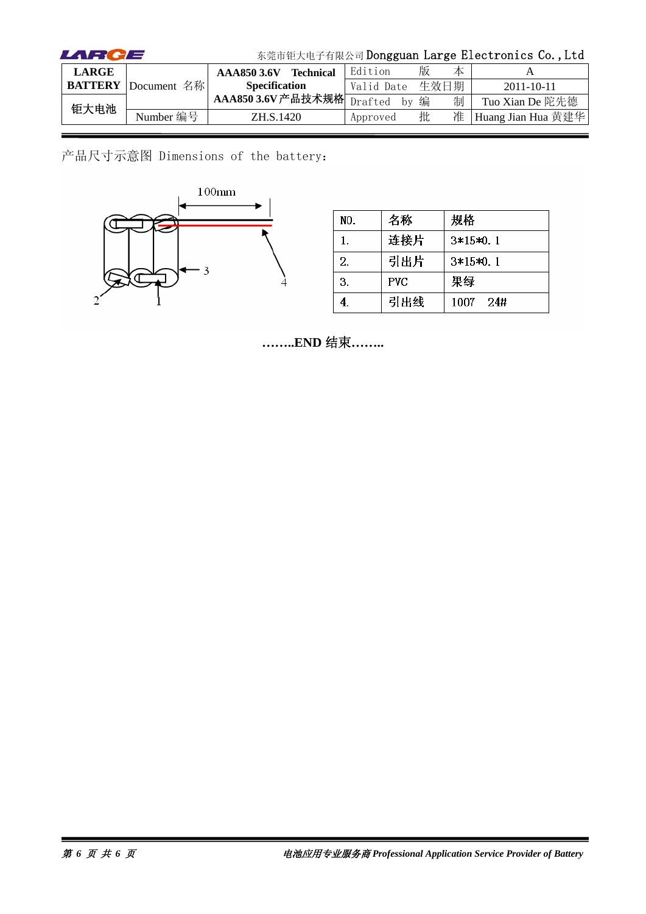产品尺寸示意图 Dimensions of the battery:

100mm

3

4

2

1

| NO. | 名称 | 规格 |
|---|---|---|
| 1. | 连接片 | 3*15*0. 1 |
| 2. | 引出片 | 3*15*0. 1 |
| 3. | PVC | 果绿 |
| 4. | 引出线 | 1007　24# |

**……..END 结束……..**